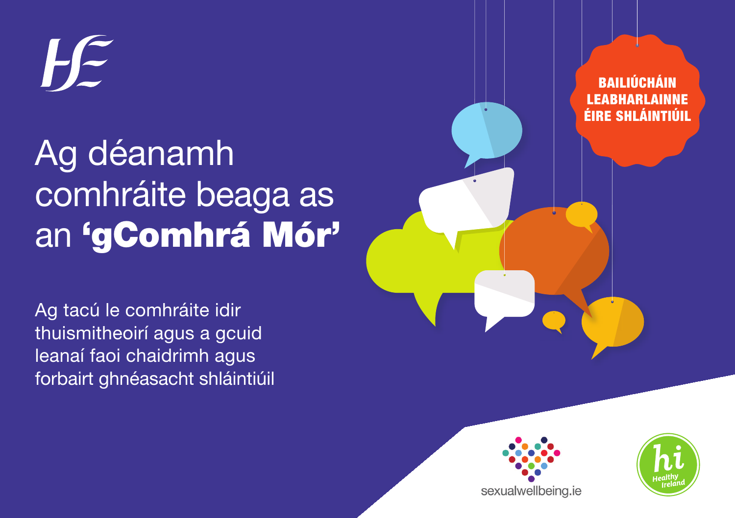# Ag déanamh comhráite beaga as an **'gComhrá Mór'**

Ag tacú le comhráite idir thuismitheoirí agus a gcuid leanaí faoi chaidrimh agus forbairt ghnéasacht shláintiúil

**BAILIÚCHÁIN LEABHARLAINNE ÉIRE SHLÁINTIÚIL**

sexualwellbeing.ie

Healthy Ireland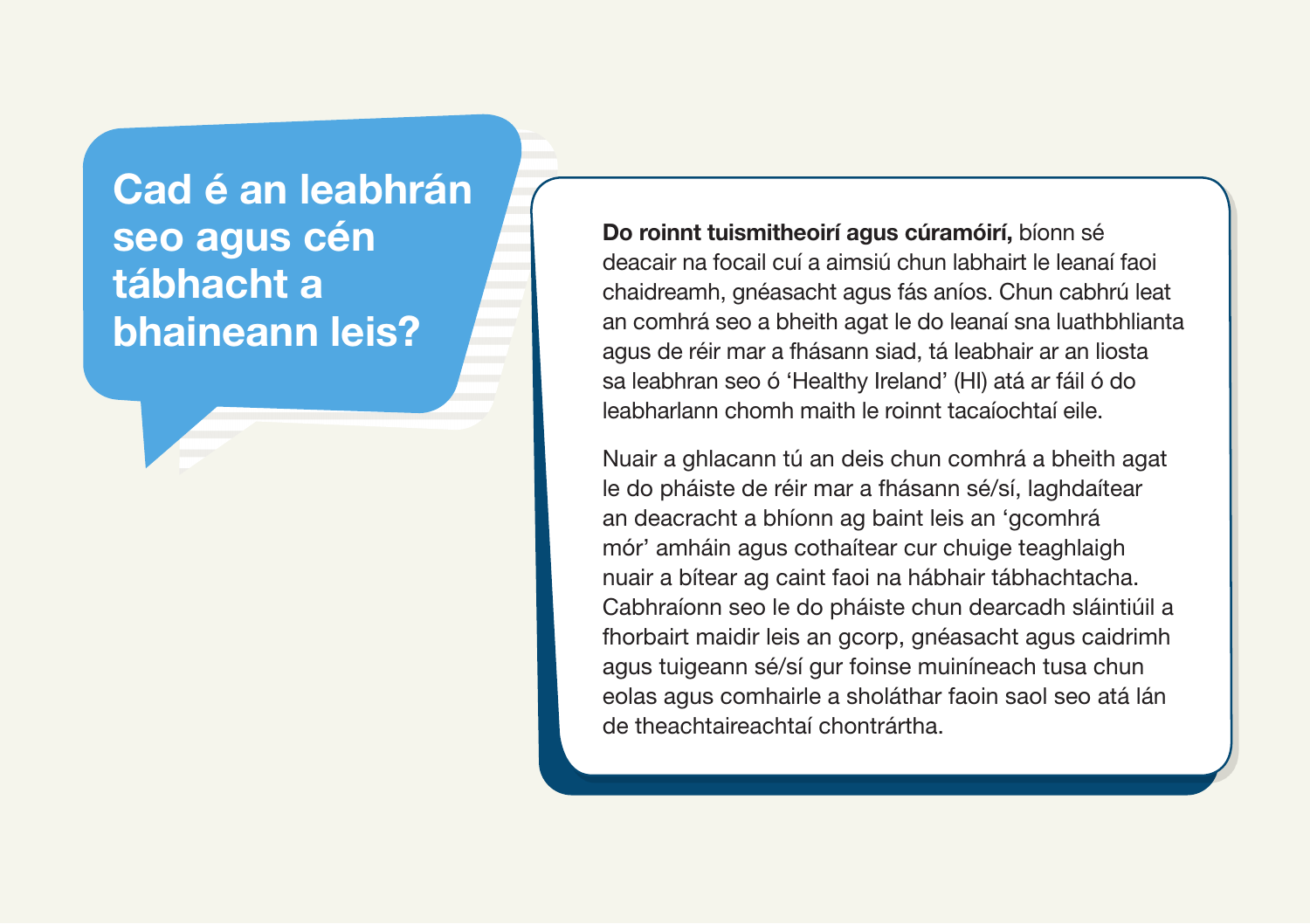# Cad é an leabhrán seo agus cén tábhacht a bhaineann leis?

**Do roinnt tuismitheoirí agus cúramóirí,** bíonn sé deacair na focail cuí a aimsiú chun labhairt le leanaí faoi chaidreamh, gnéasacht agus fás aníos. Chun cabhrú leat an comhrá seo a bheith agat le do leanaí sna luathbhlianta agus de réir mar a fhásann siad, tá leabhair ar an liosta sa leabhran seo ó 'Healthy Ireland' (HI) atá ar fáil ó do leabharlann chomh maith le roinnt tacaíochtaí eile.

Nuair a ghlacann tú an deis chun comhrá a bheith agat le do pháiste de réir mar a fhásann sé/sí, laghdaítear an deacracht a bhíonn ag baint leis an 'gcomhrá mór' amháin agus cothaítear cur chuige teaghlaigh nuair a bítear ag caint faoi na hábhair tábhachtacha. Cabhraíonn seo le do pháiste chun dearcadh sláintiúil a fhorbairt maidir leis an gcorp, gnéasacht agus caidrimh agus tuigeann sé/sí gur foinse muiníneach tusa chun eolas agus comhairle a sholáthar faoin saol seo atá lán de theachtaireachtaí chontrártha.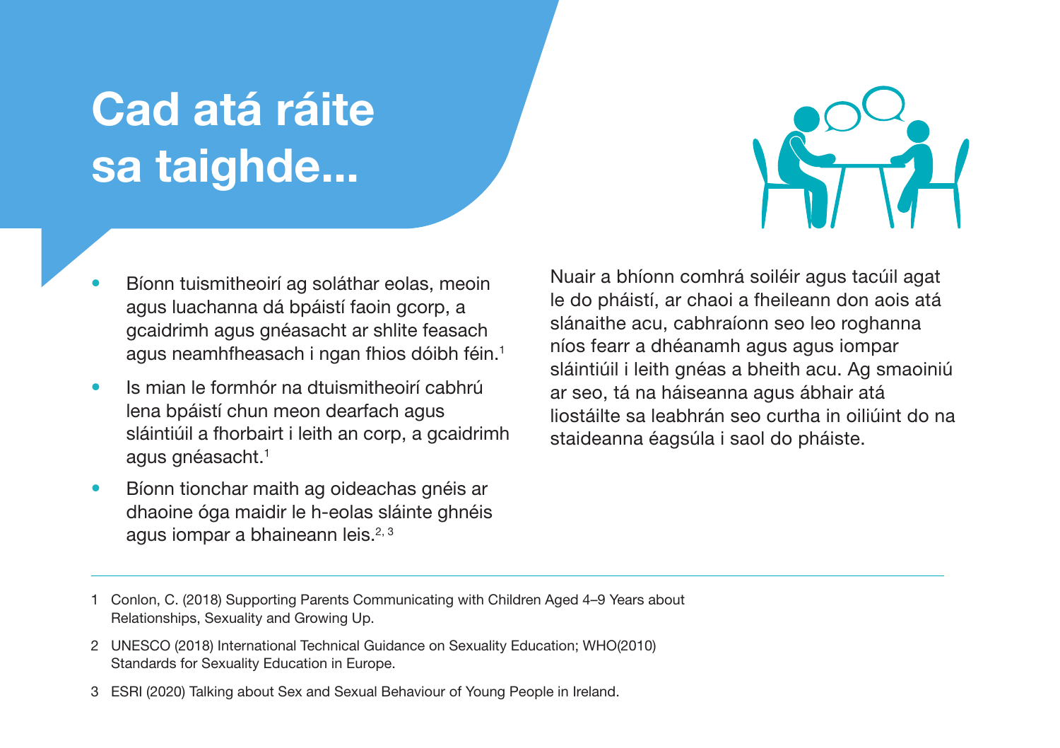# Cad atá ráite sa taighde...

- Bíonn tuismitheoirí ag soláthar eolas, meoin agus luachanna dá bpáistí faoin gcorp, a gcaidrimh agus gnéasacht ar shlite feasach agus neamhfheasach i ngan fhios dóibh féin.[1]
- Is mian le formhór na dtuismitheoirí cabhrú lena bpáistí chun meon dearfach agus sláintiúil a fhorbairt i leith an corp, a gcaidrimh agus gnéasacht.[1]
- Bíonn tionchar maith ag oideachas gnéis ar dhaoine óga maidir le h-eolas sláinte ghnéis agus iompar a bhaineann leis.[2, 3]

Nuair a bhíonn comhrá soiléir agus tacúil agat le do pháistí, ar chaoi a fheileann don aois atá slánaithe acu, cabhraíonn seo leo roghanna níos fearr a dhéanamh agus agus iompar sláintiúil i leith gnéas a bheith acu. Ag smaoiniú ar seo, tá na háiseanna agus ábhair atá liostáilte sa leabhrán seo curtha in oiliúint do na staideanna éagsúla i saol do pháiste.

---

1 Conlon, C. (2018) Supporting Parents Communicating with Children Aged 4–9 Years about Relationships, Sexuality and Growing Up.

2 UNESCO (2018) International Technical Guidance on Sexuality Education; WHO(2010) Standards for Sexuality Education in Europe.

3 ESRI (2020) Talking about Sex and Sexual Behaviour of Young People in Ireland.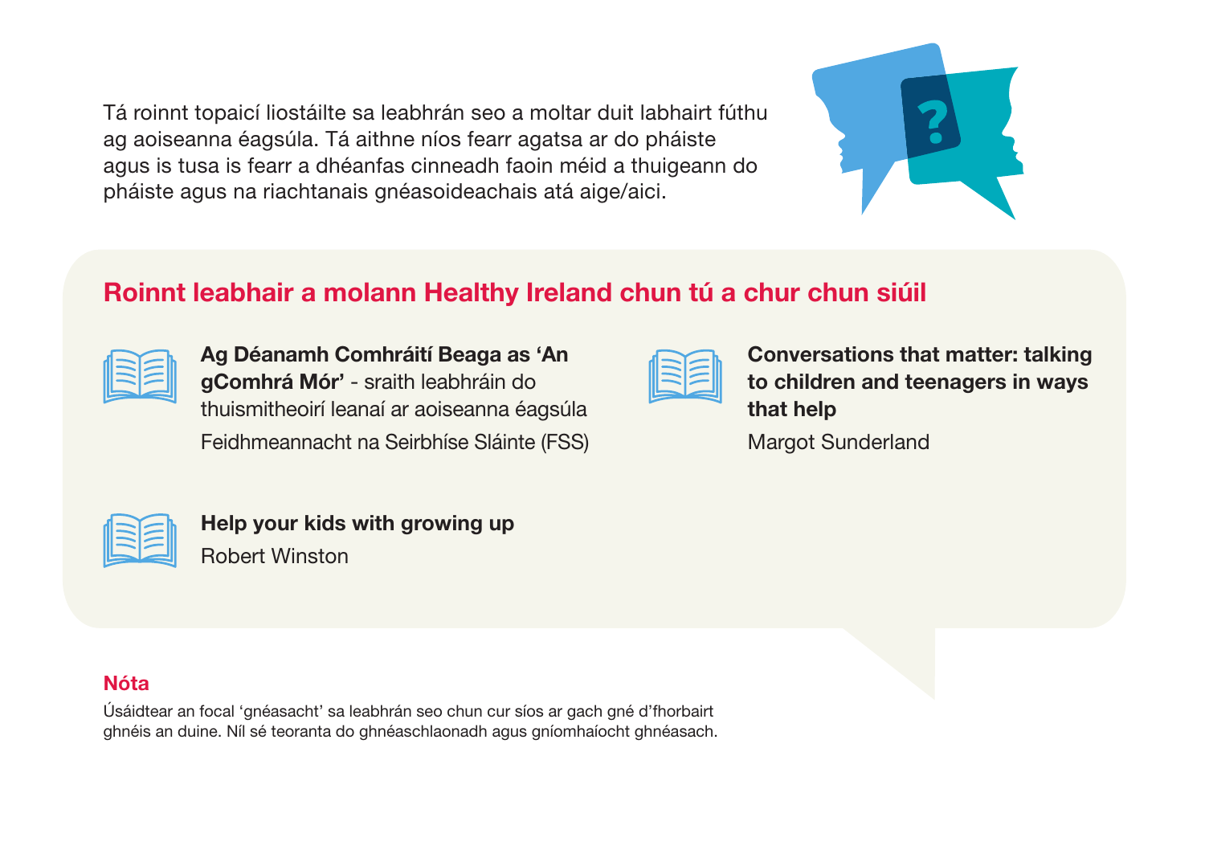Tá roinnt topaicí liostáilte sa leabhrán seo a moltar duit labhairt fúthu ag aoiseanna éagsúla. Tá aithne níos fearr agatsa ar do pháiste agus is tusa is fearr a dhéanfas cinneadh faoin méid a thuigeann do pháiste agus na riachtanais gnéasoideachais atá aige/aici.

## Roinnt leabhair a molann Healthy Ireland chun tú a chur chun siúil

**Ag Déanamh Comhráití Beaga as 'An gComhrá Mór'** - sraith leabhráin do thuismitheoirí leanaí ar aoiseanna éagsúla
Feidhmeannacht na Seirbhíse Sláinte (FSS)

**Conversations that matter: talking to children and teenagers in ways that help**
Margot Sunderland

**Help your kids with growing up**
Robert Winston

### Nóta

Úsáidtear an focal 'gnéasacht' sa leabhrán seo chun cur síos ar gach gné d'fhorbairt ghnéis an duine. Níl sé teoranta do ghnéaschlaonadh agus gníomhaíocht ghnéasach.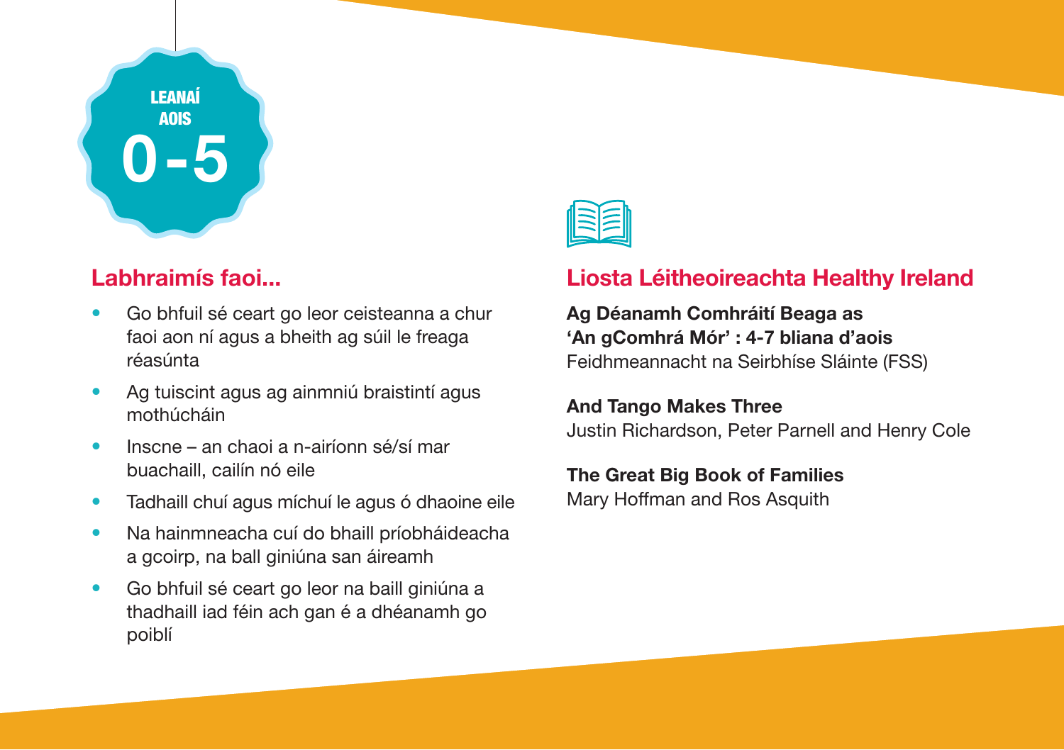LEANAÍ AOIS **0-5**

## Labhraimís faoi...

- Go bhfuil sé ceart go leor ceisteanna a chur faoi aon ní agus a bheith ag súil le freaga réasúnta
- Ag tuiscint agus ag ainmniú braistintí agus mothúcháin
- Inscne – an chaoi a n-airíonn sé/sí mar buachaill, cailín nó eile
- Tadhaill chuí agus míchuí le agus ó dhaoine eile
- Na hainmneacha cuí do bhaill príobháideacha a gcoirp, na ball giniúna san áireamh
- Go bhfuil sé ceart go leor na baill giniúna a thadhaill iad féin ach gan é a dhéanamh go poiblí

## Liosta Léitheoireachta Healthy Ireland

**Ag Déanamh Comhráití Beaga as 'An gComhrá Mór' : 4-7 bliana d'aois**
Feidhmeannacht na Seirbhíse Sláinte (FSS)

**And Tango Makes Three**
Justin Richardson, Peter Parnell and Henry Cole

**The Great Big Book of Families**
Mary Hoffman and Ros Asquith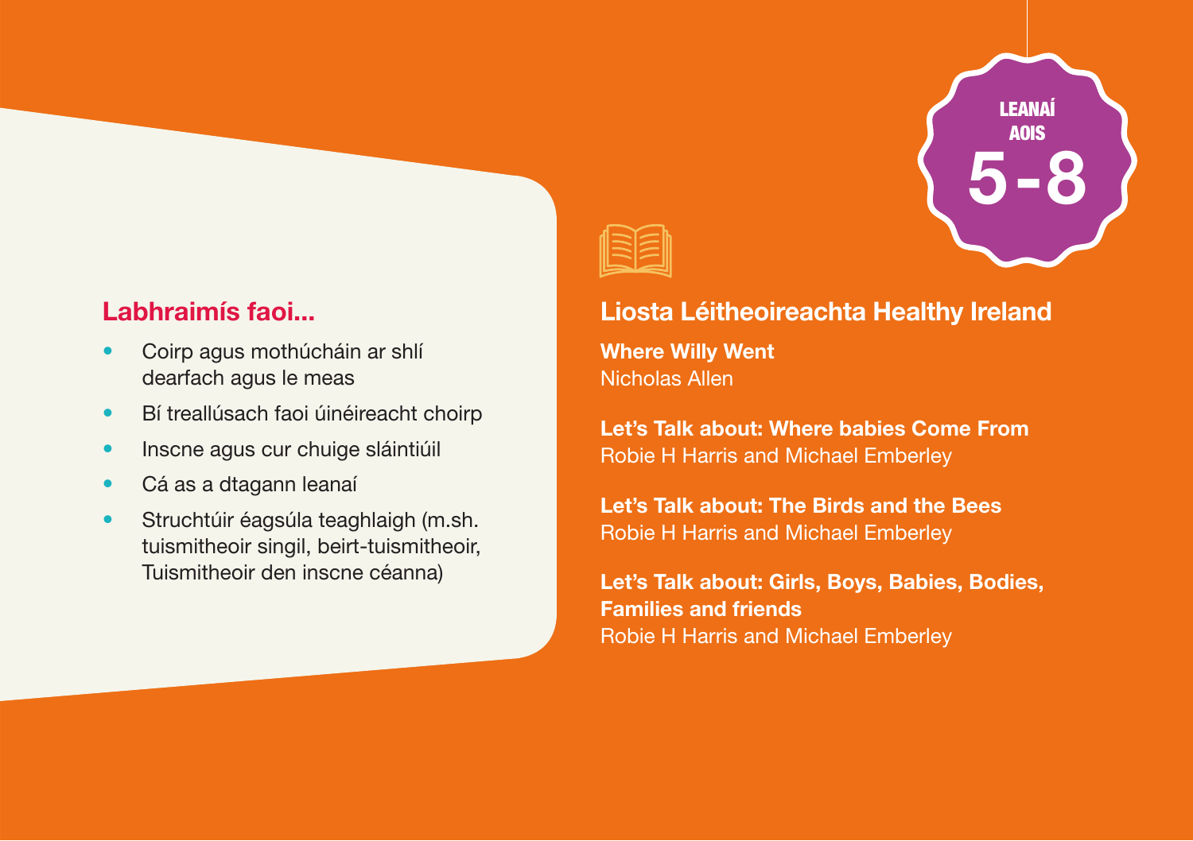LEANAÍ AOIS **5-8**

## Labhraimís faoi...

- Coirp agus mothúcháin ar shlí dearfach agus le meas
- Bí treallúsach faoi úinéireacht choirp
- Inscne agus cur chuige sláintiúil
- Cá as a dtagann leanaí
- Struchtúir éagsúla teaghlaigh (m.sh. tuismitheoir singil, beirt-tuismitheoir, Tuismitheoir den inscne céanna)

## Liosta Léitheoireachta Healthy Ireland

**Where Willy Went**
Nicholas Allen

**Let's Talk about: Where babies Come From**
Robie H Harris and Michael Emberley

**Let's Talk about: The Birds and the Bees**
Robie H Harris and Michael Emberley

**Let's Talk about: Girls, Boys, Babies, Bodies, Families and friends**
Robie H Harris and Michael Emberley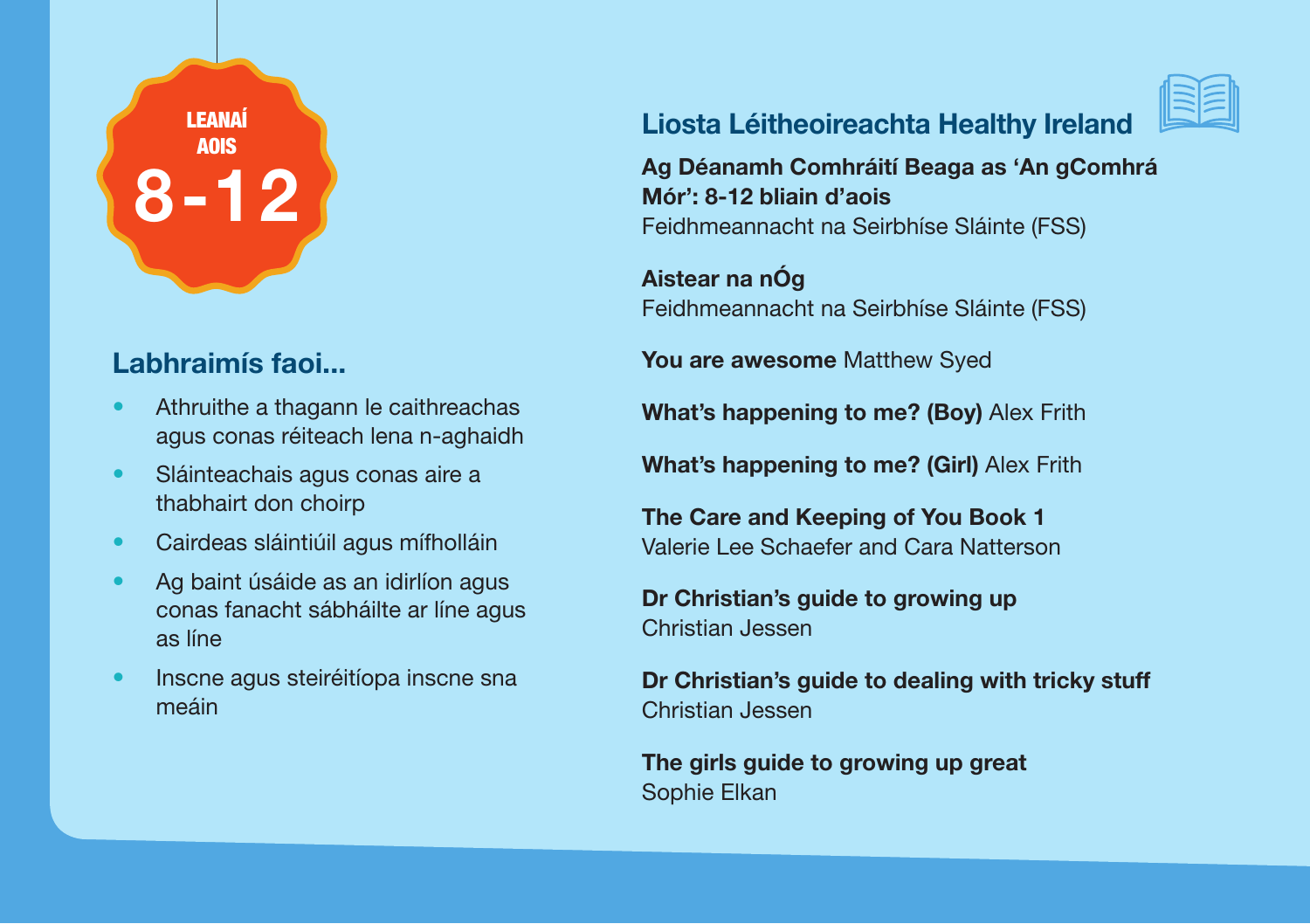LEANAÍ
AOIS
**8-12**

## Labhraimís faoi...

- Athruithe a thagann le caithreachas agus conas réiteach lena n-aghaidh
- Sláinteachais agus conas aire a thabhairt don choirp
- Cairdeas sláintiúil agus mífholláin
- Ag baint úsáide as an idirlíon agus conas fanacht sábháilte ar líne agus as líne
- Inscne agus steiréitíopa inscne sna meáin

## Liosta Léitheoireachta Healthy Ireland

**Ag Déanamh Comhráití Beaga as 'An gComhrá Mór': 8-12 bliain d'aois**
Feidhmeannacht na Seirbhíse Sláinte (FSS)

**Aistear na nÓg**
Feidhmeannacht na Seirbhíse Sláinte (FSS)

**You are awesome** Matthew Syed

**What's happening to me? (Boy)** Alex Frith

**What's happening to me? (Girl)** Alex Frith

**The Care and Keeping of You Book 1**
Valerie Lee Schaefer and Cara Natterson

**Dr Christian's guide to growing up**
Christian Jessen

**Dr Christian's guide to dealing with tricky stuff**
Christian Jessen

**The girls guide to growing up great**
Sophie Elkan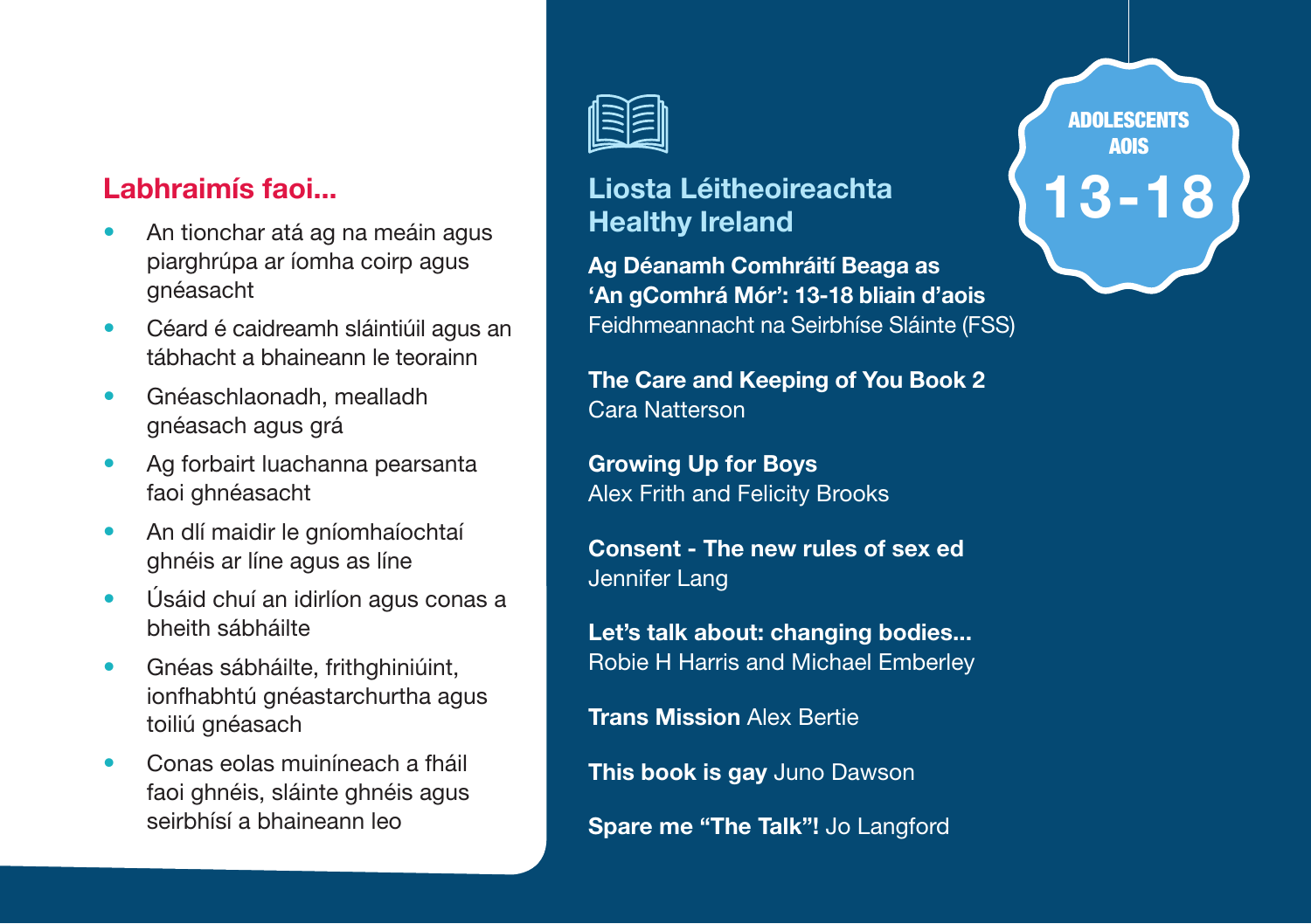## Labhraimís faoi...

- An tionchar atá ag na meáin agus piarghrúpa ar íomha coirp agus gnéasacht
- Céard é caidreamh sláintiúil agus an tábhacht a bhaineann le teorainn
- Gnéaschlaonadh, mealladh gnéasach agus grá
- Ag forbairt luachanna pearsanta faoi ghnéasacht
- An dlí maidir le gníomhaíochtaí ghnéis ar líne agus as líne
- Úsáid chuí an idirlíon agus conas a bheith sábháilte
- Gnéas sábháilte, frithghiniúint, ionfhabhtú gnéastarchurtha agus toiliú gnéasach
- Conas eolas muiníneach a fháil faoi ghnéis, sláinte ghnéis agus seirbhísí a bhaineann leo

ADOLESCENTS AOIS **13-18**

## Liosta Léitheoireachta Healthy Ireland

**Ag Déanamh Comhráití Beaga as 'An gComhrá Mór': 13-18 bliain d'aois**
Feidhmeannacht na Seirbhíse Sláinte (FSS)

**The Care and Keeping of You Book 2**
Cara Natterson

**Growing Up for Boys**
Alex Frith and Felicity Brooks

**Consent - The new rules of sex ed**
Jennifer Lang

**Let's talk about: changing bodies...**
Robie H Harris and Michael Emberley

**Trans Mission** Alex Bertie

**This book is gay** Juno Dawson

**Spare me "The Talk"!** Jo Langford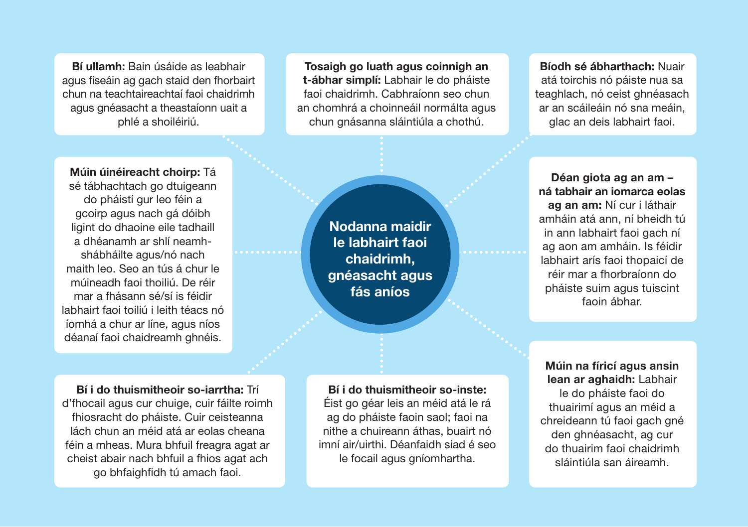## Nodanna maidir le labhairt faoi chaidrimh, ghéasacht agus fás aníos

**Bí ullamh:** Bain úsáide as leabhair agus físeáin ag gach staid den fhorbairt chun na teachtaireachtaí faoi chaidrimh agus gnéasacht a theastaíonn uait a phlé a shoiléiriú.

**Tosaigh go luath agus coinnigh an t-ábhar simplí:** Labhair le do pháiste faoi chaidrimh. Cabhraíonn seo chun an chomhrá a choinneáil normálta agus chun gnásanna sláintiúla a chothú.

**Bíodh sé ábharthach:** Nuair atá toirchis nó páiste nua sa teaghlach, nó ceist ghnéasach ar an scáileáin nó sna meáin, glac an deis labhairt faoi.

**Múin úinéireacht choirp:** Tá sé tábhachtach go dtuigeann do pháistí gur leo féin a gcoirp agus nach gá dóibh ligint do dhaoine eile tadhaill a dhéanamh ar shlí neamh-shábháilte agus/nó nach maith leo. Seo an tús á chur le múineadh faoi thoiliú. De réir mar a fhásann sé/sí is féidir labhairt faoi toiliú i leith téacs nó íomhá a chur ar líne, agus níos déanaí faoi chaidreamh ghnéis.

**Déan giota ag an am – ná tabhair an iomarca eolas ag an am:** Ní cur i láthair amháin atá ann, ní bheidh tú in ann labhairt faoi gach ní ag aon am amháin. Is féidir labhairt arís faoi thopaicí de réir mar a fhorbraíonn do pháiste suim agus tuiscint faoin ábhar.

**Bí i do thuismitheoir so-iarrtha:** Trí d'fhocail agus cur chuige, cuir fáilte roimh fhiosracht do pháiste. Cuir ceisteanna lách chun an méid atá ar eolas cheana féin a mheas. Mura bhfuil freagra agat ar cheist abair nach bhfuil a fhios agat ach go bhfaighfidh tú amach faoi.

**Bí i do thuismitheoir so-inste:** Éist go géar leis an méid atá le rá ag do pháiste faoin saol; faoi na nithe a chuireann áthas, buairt nó imní air/uirthi. Déanfaidh siad é seo le focail agus gníomhartha.

**Múin na fíricí agus ansin lean ar aghaidh:** Labhair le do pháiste faoi do thuairimí agus an méid a chreideann tú faoi gach gné den ghnéasacht, ag cur do thuairim faoi chaidrimh sláintiúla san áireamh.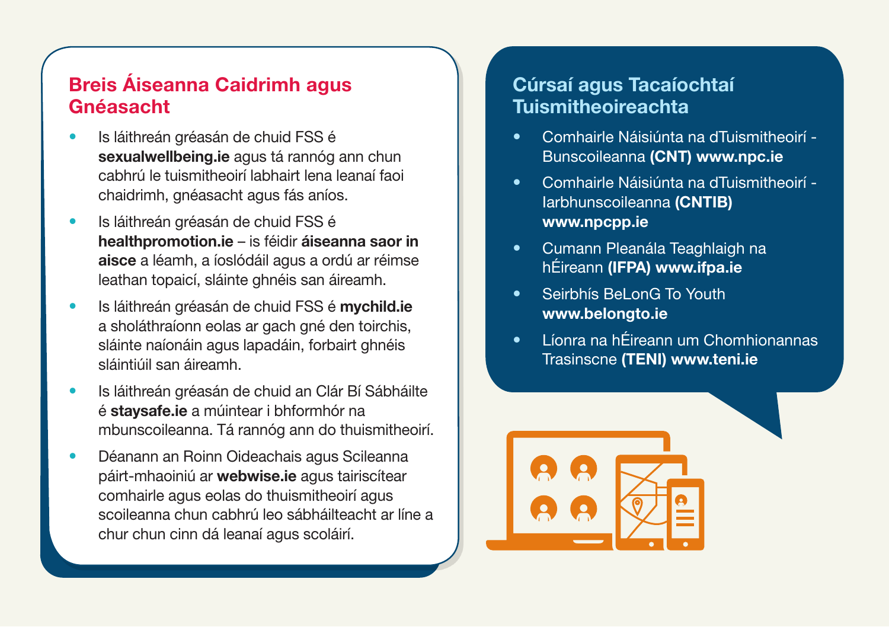## Breis Áiseanna Caidrimh agus Gnéasacht

- Is láithreán gréasán de chuid FSS é **sexualwellbeing.ie** agus tá rannóg ann chun cabhrú le tuismitheoirí labhairt lena leanaí faoi chaidrimh, gnéasacht agus fás aníos.
- Is láithreán gréasán de chuid FSS é **healthpromotion.ie** – is féidir **áiseanna saor in aisce** a léamh, a íoslódáil agus a ordú ar réimse leathan topaicí, sláinte ghnéis san áireamh.
- Is láithreán gréasán de chuid FSS é **mychild.ie** a sholáthraíonn eolas ar gach gné den toirchis, sláinte naíonáin agus lapadáin, forbairt ghnéis sláintiúil san áireamh.
- Is láithreán gréasán de chuid an Clár Bí Sábháilte é **staysafe.ie** a múintear i bhformhór na mbunscoileanna. Tá rannóg ann do thuismitheoirí.
- Déanann an Roinn Oideachais agus Scileanna páirt-mhaoiniú ar **webwise.ie** agus tairiscítear comhairle agus eolas do thuismitheoirí agus scoileanna chun cabhrú leo sábháilteacht ar líne a chur chun cinn dá leanaí agus scoláirí.

## Cúrsaí agus Tacaíochtaí Tuismitheoireachta

- Comhairle Náisiúnta na dTuismitheoirí - Bunscoileanna **(CNT) www.npc.ie**
- Comhairle Náisiúnta na dTuismitheoirí - Iarbhunscoileanna **(CNTIB) www.npcpp.ie**
- Cumann Pleanála Teaghlaigh na hÉireann **(IFPA) www.ifpa.ie**
- Seirbhís BeLonG To Youth **www.belongto.ie**
- Líonra na hÉireann um Chomhionannas Trasinscne **(TENI) www.teni.ie**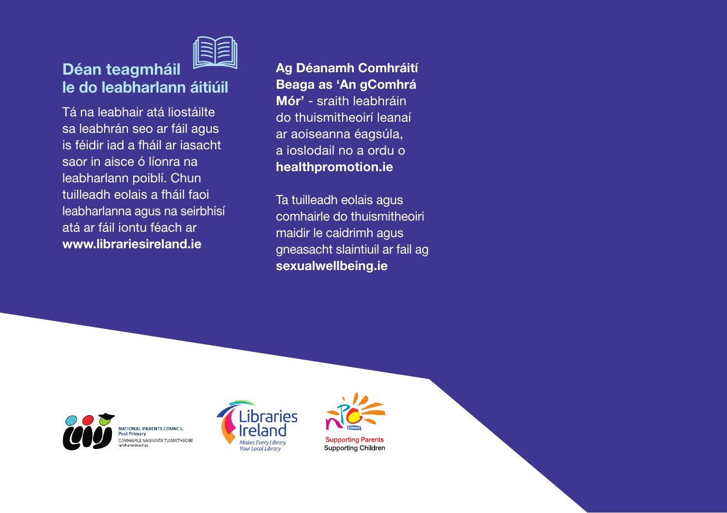## Déan teagmháil le do leabharlann áitiúil

Tá na leabhair atá liostáilte sa leabhrán seo ar fáil agus is féidir iad a fháil ar iasacht saor in aisce ó líonra na leabharlann poiblí. Chun tuilleadh eolais a fháil faoi leabharlanna agus na seirbhísí atá ar fáil iontu féach ar **www.librariesireland.ie**

**Ag Déanamh Comhráití Beaga as 'An gComhrá Mór'** - sraith leabhráin do thuismitheoirí leanaí ar aoiseanna éagsúla, a ioslodail no a ordu o **healthpromotion.ie**

Ta tuilleadh eolais agus comhairle do thuismitheoiri maidir le caidrimh agus gneasacht slaintiuil ar fail ag **sexualwellbeing.ie**

NATIONAL PARENTS COUNCIL Post Primary
COMHAIRLE NÁISIÚNTA TUISMITHEOIRÍ Iarbhunoideachas

Libraries Ireland
Makes Every Library Your Local Library

npc primary
Supporting Parents
Supporting Children